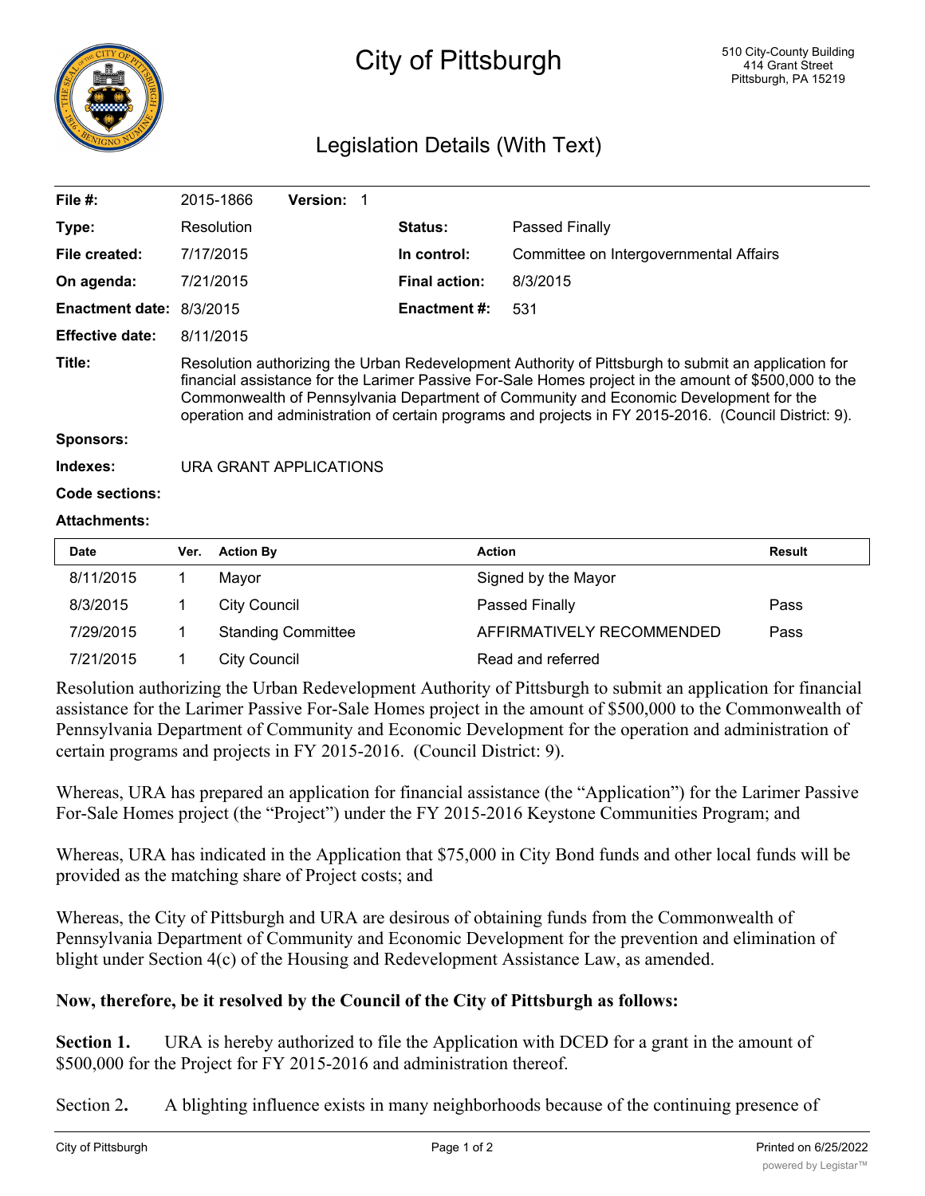# City of Pittsburgh

510 City-County Building
414 Grant Street
Pittsburgh, PA 15219

## Legislation Details (With Text)

| | | | |
|---|---|---|---|
| **File #:** | 2015-1866 **Version:** 1 | | |
| **Type:** | Resolution | **Status:** | Passed Finally |
| **File created:** | 7/17/2015 | **In control:** | Committee on Intergovernmental Affairs |
| **On agenda:** | 7/21/2015 | **Final action:** | 8/3/2015 |
| **Enactment date:** | 8/3/2015 | **Enactment #:** | 531 |
| **Effective date:** | 8/11/2015 | | |

**Title:** Resolution authorizing the Urban Redevelopment Authority of Pittsburgh to submit an application for financial assistance for the Larimer Passive For-Sale Homes project in the amount of $500,000 to the Commonwealth of Pennsylvania Department of Community and Economic Development for the operation and administration of certain programs and projects in FY 2015-2016. (Council District: 9).

**Sponsors:**

**Indexes:** URA GRANT APPLICATIONS

**Code sections:**

**Attachments:**

| Date | Ver. | Action By | Action | Result |
|---|---|---|---|---|
| 8/11/2015 | 1 | Mayor | Signed by the Mayor | |
| 8/3/2015 | 1 | City Council | Passed Finally | Pass |
| 7/29/2015 | 1 | Standing Committee | AFFIRMATIVELY RECOMMENDED | Pass |
| 7/21/2015 | 1 | City Council | Read and referred | |

Resolution authorizing the Urban Redevelopment Authority of Pittsburgh to submit an application for financial assistance for the Larimer Passive For-Sale Homes project in the amount of $500,000 to the Commonwealth of Pennsylvania Department of Community and Economic Development for the operation and administration of certain programs and projects in FY 2015-2016. (Council District: 9).

Whereas, URA has prepared an application for financial assistance (the "Application") for the Larimer Passive For-Sale Homes project (the "Project") under the FY 2015-2016 Keystone Communities Program; and

Whereas, URA has indicated in the Application that $75,000 in City Bond funds and other local funds will be provided as the matching share of Project costs; and

Whereas, the City of Pittsburgh and URA are desirous of obtaining funds from the Commonwealth of Pennsylvania Department of Community and Economic Development for the prevention and elimination of blight under Section 4(c) of the Housing and Redevelopment Assistance Law, as amended.

**Now, therefore, be it resolved by the Council of the City of Pittsburgh as follows:**

**Section 1.** URA is hereby authorized to file the Application with DCED for a grant in the amount of $500,000 for the Project for FY 2015-2016 and administration thereof.

Section 2**.** A blighting influence exists in many neighborhoods because of the continuing presence of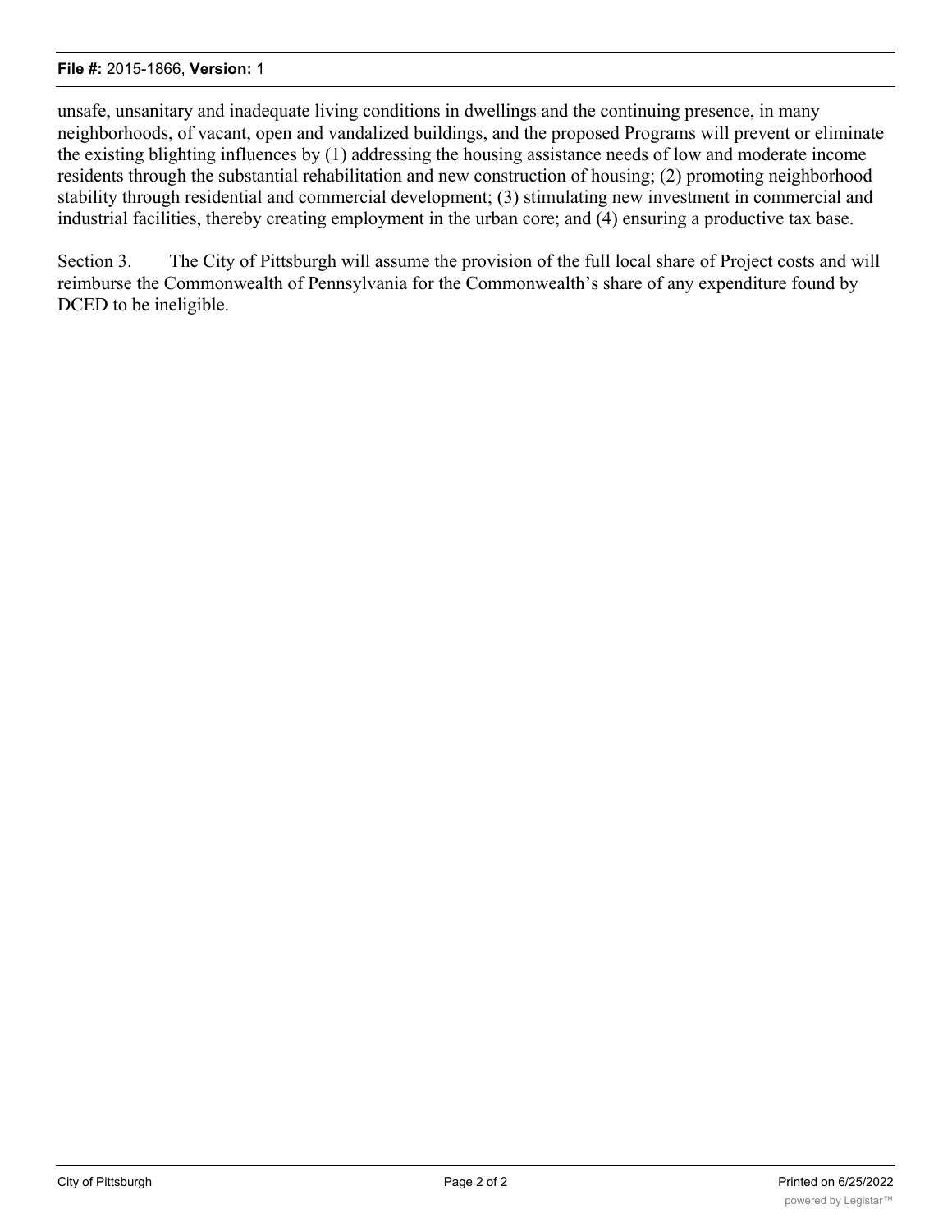unsafe, unsanitary and inadequate living conditions in dwellings and the continuing presence, in many neighborhoods, of vacant, open and vandalized buildings, and the proposed Programs will prevent or eliminate the existing blighting influences by (1) addressing the housing assistance needs of low and moderate income residents through the substantial rehabilitation and new construction of housing; (2) promoting neighborhood stability through residential and commercial development; (3) stimulating new investment in commercial and industrial facilities, thereby creating employment in the urban core; and (4) ensuring a productive tax base.

Section 3. The City of Pittsburgh will assume the provision of the full local share of Project costs and will reimburse the Commonwealth of Pennsylvania for the Commonwealth's share of any expenditure found by DCED to be ineligible.